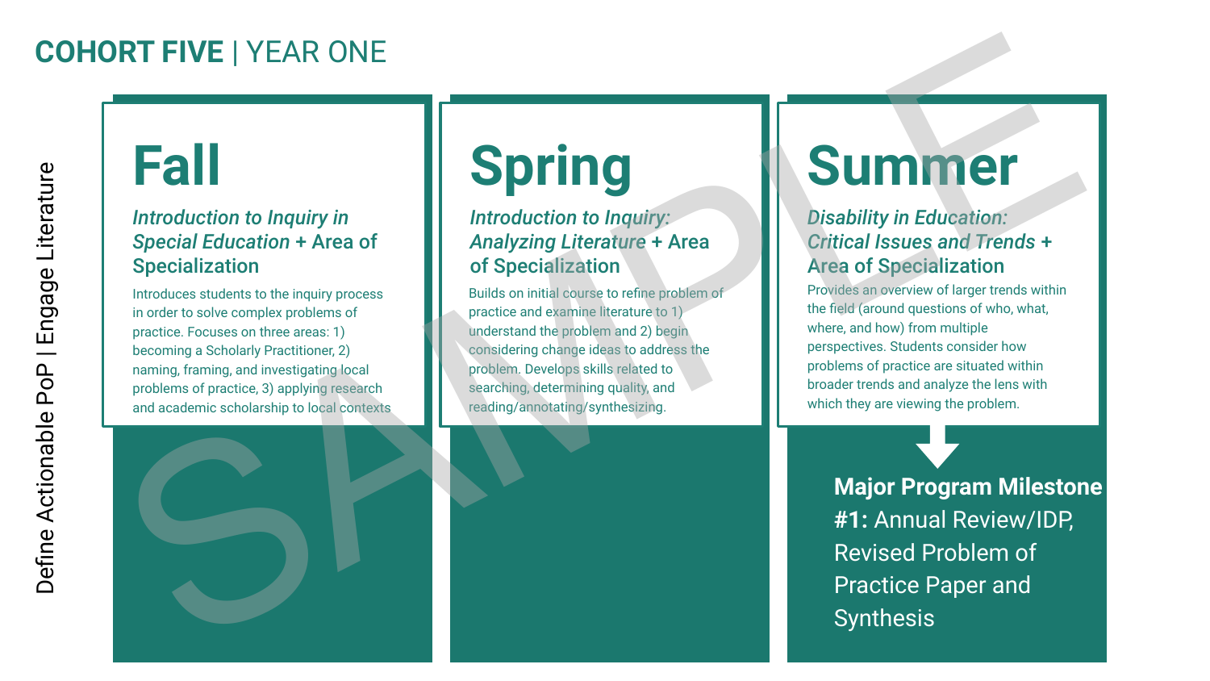# COHORT FIVE | YEAR ONE

Define Actionable PoP | Engage Literature

## Fall

***Introduction to Inquiry in Special Education* + Area of Specialization**

Introduces students to the inquiry process in order to solve complex problems of practice. Focuses on three areas: 1) becoming a Scholarly Practitioner, 2) naming, framing, and investigating local problems of practice, 3) applying research and academic scholarship to local contexts

## Spring

***Introduction to Inquiry: Analyzing Literature* + Area of Specialization**

Builds on initial course to refine problem of practice and examine literature to 1) understand the problem and 2) begin considering change ideas to address the problem. Develops skills related to searching, determining quality, and reading/annotating/synthesizing.

## Summer

***Disability in Education: Critical Issues and Trends* + Area of Specialization**

Provides an overview of larger trends within the field (around questions of who, what, where, and how) from multiple perspectives. Students consider how problems of practice are situated within broader trends and analyze the lens with which they are viewing the problem.

**Major Program Milestone #1:** Annual Review/IDP, Revised Problem of Practice Paper and Synthesis

SAMPLE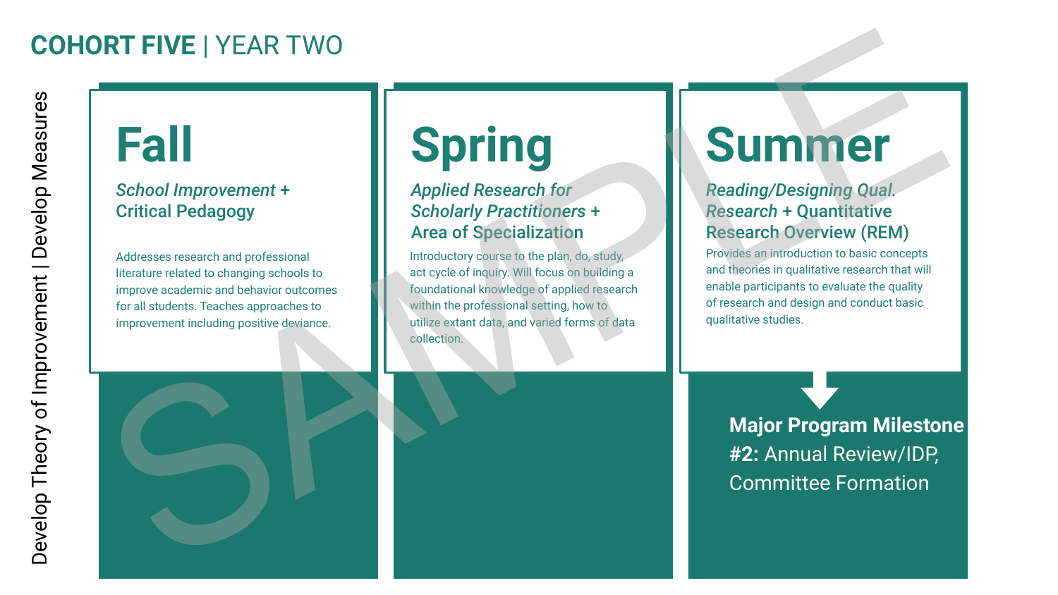# COHORT FIVE | YEAR TWO

*Develop Theory of Improvement | Develop Measures*

## Fall

***School Improvement*** **+ Critical Pedagogy**

Addresses research and professional literature related to changing schools to improve academic and behavior outcomes for all students. Teaches approaches to improvement including positive deviance.

## Spring

***Applied Research for Scholarly Practitioners*** **+ Area of Specialization**

Introductory course to the plan, do, study, act cycle of inquiry. Will focus on building a foundational knowledge of applied research within the professional setting, how to utilize extant data, and varied forms of data collection.

## Summer

***Reading/Designing Qual. Research*** **+ Quantitative Research Overview (REM)**

Provides an introduction to basic concepts and theories in qualitative research that will enable participants to evaluate the quality of research and design and conduct basic qualitative studies.

**Major Program Milestone #2:** Annual Review/IDP, Committee Formation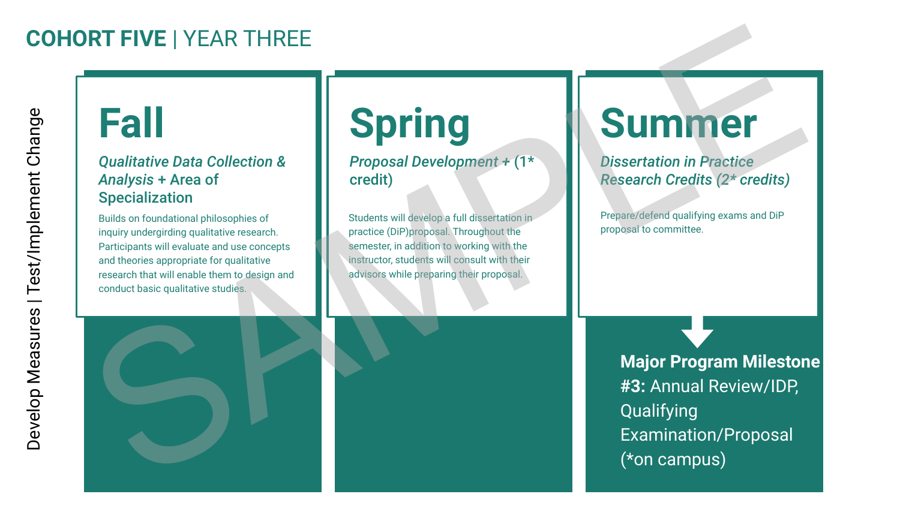# **COHORT FIVE** | YEAR THREE

Develop Measures | Test/Implement Change

## Fall

***Qualitative Data Collection & Analysis*** **+ Area of Specialization**

Builds on foundational philosophies of inquiry undergirding qualitative research. Participants will evaluate and use concepts and theories appropriate for qualitative research that will enable them to design and conduct basic qualitative studies.

## Spring

*Proposal Development +* (1* credit)

Students will develop a full dissertation in practice (DiP)proposal. Throughout the semester, in addition to working with the instructor, students will consult with their advisors while preparing their proposal.

## Summer

*Dissertation in Practice Research Credits (2* credits)*

Prepare/defend qualifying exams and DiP proposal to committee.

**Major Program Milestone #3:** Annual Review/IDP, Qualifying Examination/Proposal (*on campus)

SAMPLE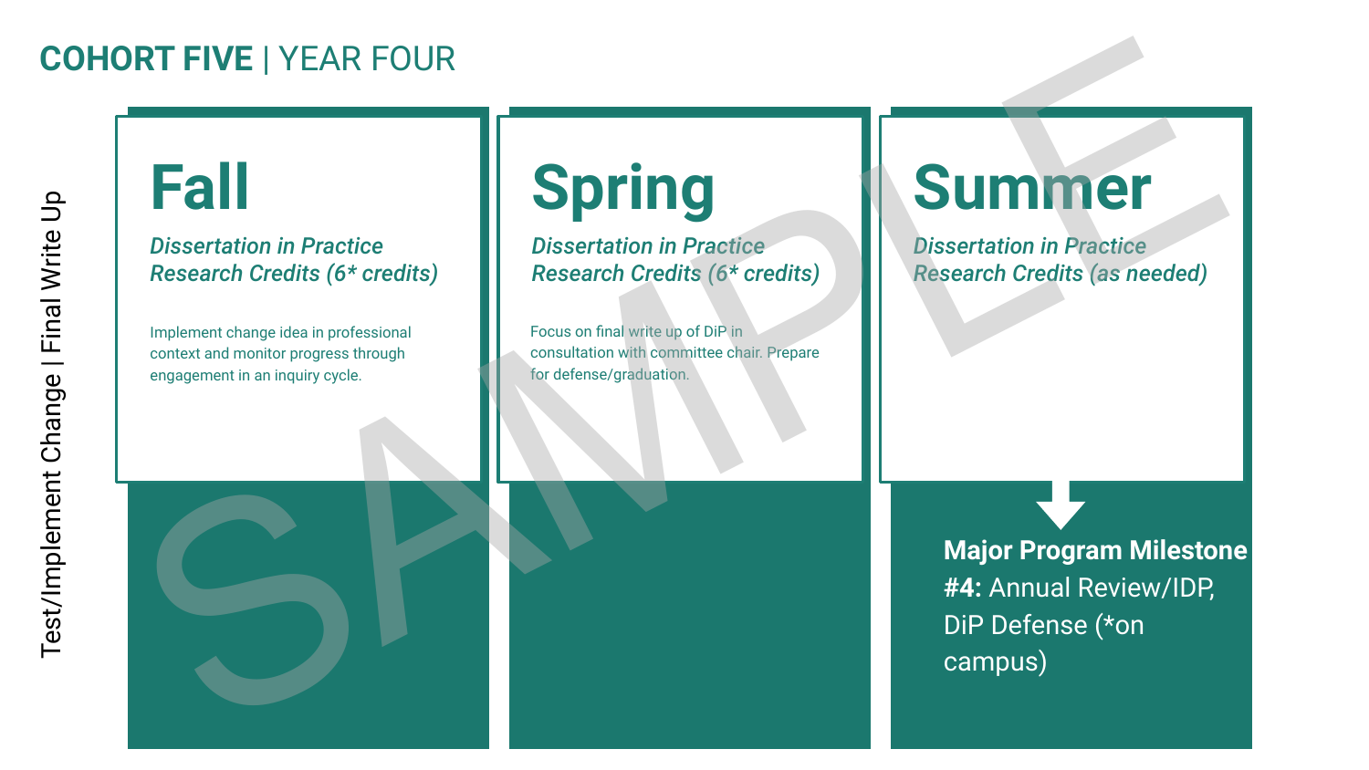# **COHORT FIVE** | YEAR FOUR

Test/Implement Change | Final Write Up

## Fall

*Dissertation in Practice Research Credits (6* credits)*

Implement change idea in professional context and monitor progress through engagement in an inquiry cycle.

## Spring

*Dissertation in Practice Research Credits (6* credits)*

Focus on final write up of DiP in consultation with committee chair. Prepare for defense/graduation.

## Summer

*Dissertation in Practice Research Credits (as needed)*

**Major Program Milestone #4:** Annual Review/IDP, DiP Defense (*on campus)

SAMPLE